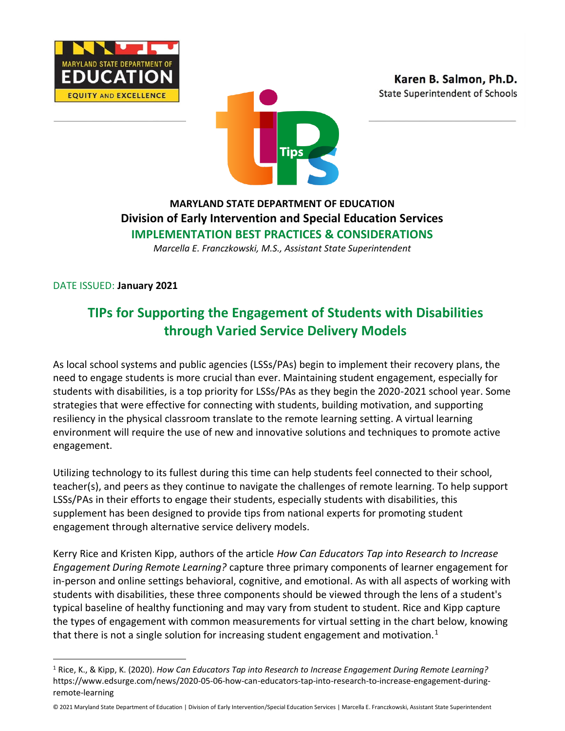MARYLAND STATE DEPARTMENT OF EDUCATION
EQUITY AND EXCELLENCE

**Karen B. Salmon, Ph.D.**
State Superintendent of Schools

**MARYLAND STATE DEPARTMENT OF EDUCATION**
**Division of Early Intervention and Special Education Services**
**IMPLEMENTATION BEST PRACTICES & CONSIDERATIONS**
*Marcella E. Franczkowski, M.S., Assistant State Superintendent*

DATE ISSUED: **January 2021**

# TIPs for Supporting the Engagement of Students with Disabilities through Varied Service Delivery Models

As local school systems and public agencies (LSSs/PAs) begin to implement their recovery plans, the need to engage students is more crucial than ever. Maintaining student engagement, especially for students with disabilities, is a top priority for LSSs/PAs as they begin the 2020-2021 school year. Some strategies that were effective for connecting with students, building motivation, and supporting resiliency in the physical classroom translate to the remote learning setting. A virtual learning environment will require the use of new and innovative solutions and techniques to promote active engagement.

Utilizing technology to its fullest during this time can help students feel connected to their school, teacher(s), and peers as they continue to navigate the challenges of remote learning. To help support LSSs/PAs in their efforts to engage their students, especially students with disabilities, this supplement has been designed to provide tips from national experts for promoting student engagement through alternative service delivery models.

Kerry Rice and Kristen Kipp, authors of the article *How Can Educators Tap into Research to Increase Engagement During Remote Learning?* capture three primary components of learner engagement for in-person and online settings behavioral, cognitive, and emotional. As with all aspects of working with students with disabilities, these three components should be viewed through the lens of a student's typical baseline of healthy functioning and may vary from student to student. Rice and Kipp capture the types of engagement with common measurements for virtual setting in the chart below, knowing that there is not a single solution for increasing student engagement and motivation.[1]

---

[1] Rice, K., & Kipp, K. (2020). *How Can Educators Tap into Research to Increase Engagement During Remote Learning?* https://www.edsurge.com/news/2020-05-06-how-can-educators-tap-into-research-to-increase-engagement-during-remote-learning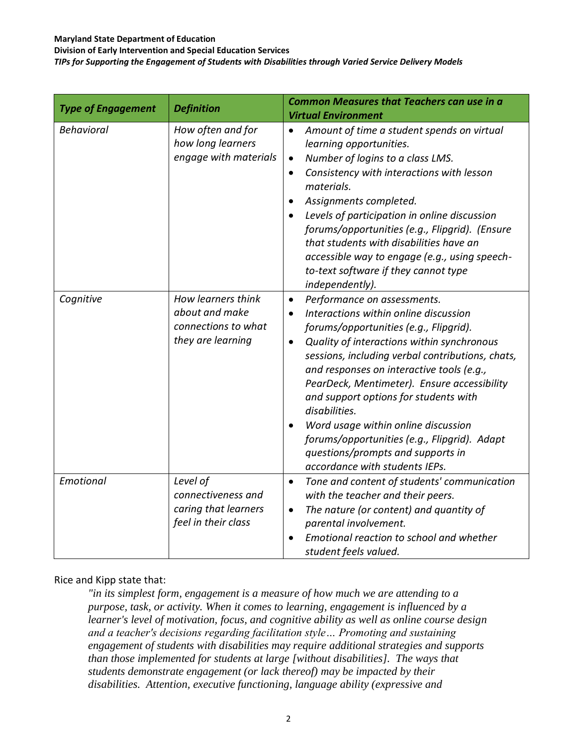| *Type of Engagement* | *Definition* | *Common Measures that Teachers can use in a Virtual Environment* |
|---|---|---|
| *Behavioral* | *How often and for how long learners engage with materials* | • *Amount of time a student spends on virtual learning opportunities.*<br>• *Number of logins to a class LMS.*<br>• *Consistency with interactions with lesson materials.*<br>• *Assignments completed.*<br>• *Levels of participation in online discussion forums/opportunities (e.g., Flipgrid). (Ensure that students with disabilities have an accessible way to engage (e.g., using speech-to-text software if they cannot type independently).* |
| *Cognitive* | *How learners think about and make connections to what they are learning* | • *Performance on assessments.*<br>• *Interactions within online discussion forums/opportunities (e.g., Flipgrid).*<br>• *Quality of interactions within synchronous sessions, including verbal contributions, chats, and responses on interactive tools (e.g., PearDeck, Mentimeter). Ensure accessibility and support options for students with disabilities.*<br>• *Word usage within online discussion forums/opportunities (e.g., Flipgrid). Adapt questions/prompts and supports in accordance with students IEPs.* |
| *Emotional* | *Level of connectiveness and caring that learners feel in their class* | • *Tone and content of students' communication with the teacher and their peers.*<br>• *The nature (or content) and quantity of parental involvement.*<br>• *Emotional reaction to school and whether student feels valued.* |

Rice and Kipp state that:

> *"in its simplest form, engagement is a measure of how much we are attending to a purpose, task, or activity. When it comes to learning, engagement is influenced by a learner's level of motivation, focus, and cognitive ability as well as online course design and a teacher's decisions regarding facilitation style… Promoting and sustaining engagement of students with disabilities may require additional strategies and supports than those implemented for students at large [without disabilities]. The ways that students demonstrate engagement (or lack thereof) may be impacted by their disabilities. Attention, executive functioning, language ability (expressive and*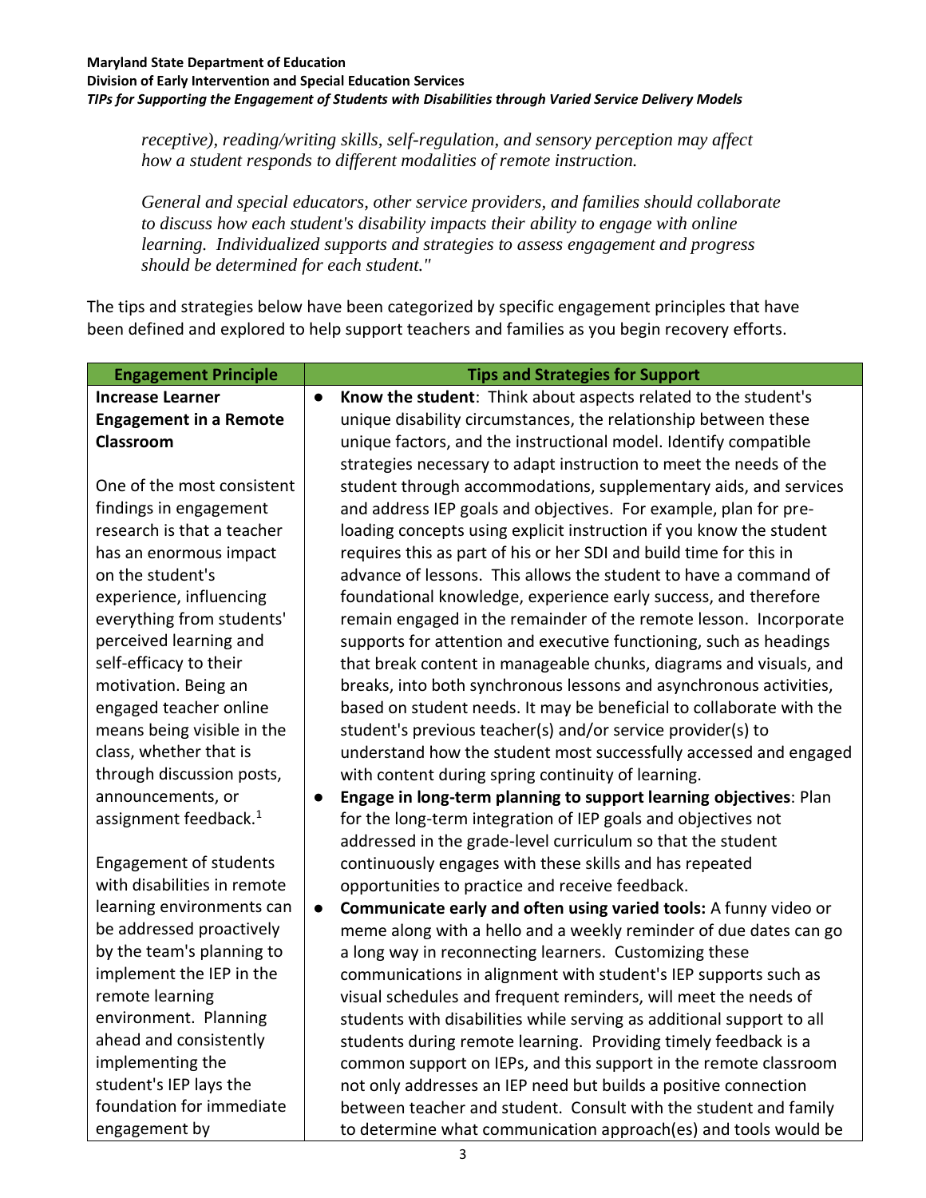*receptive), reading/writing skills, self-regulation, and sensory perception may affect how a student responds to different modalities of remote instruction.*

*General and special educators, other service providers, and families should collaborate to discuss how each student's disability impacts their ability to engage with online learning. Individualized supports and strategies to assess engagement and progress should be determined for each student."*

The tips and strategies below have been categorized by specific engagement principles that have been defined and explored to help support teachers and families as you begin recovery efforts.

| Engagement Principle | Tips and Strategies for Support |
|---|---|
| **Increase Learner Engagement in a Remote Classroom**<br><br>One of the most consistent findings in engagement research is that a teacher has an enormous impact on the student's experience, influencing everything from students' perceived learning and self-efficacy to their motivation. Being an engaged teacher online means being visible in the class, whether that is through discussion posts, announcements, or assignment feedback.[1]<br><br>Engagement of students with disabilities in remote learning environments can be addressed proactively by the team's planning to implement the IEP in the remote learning environment. Planning ahead and consistently implementing the student's IEP lays the foundation for immediate engagement by | ● **Know the student**: Think about aspects related to the student's unique disability circumstances, the relationship between these unique factors, and the instructional model. Identify compatible strategies necessary to adapt instruction to meet the needs of the student through accommodations, supplementary aids, and services and address IEP goals and objectives. For example, plan for pre-loading concepts using explicit instruction if you know the student requires this as part of his or her SDI and build time for this in advance of lessons. This allows the student to have a command of foundational knowledge, experience early success, and therefore remain engaged in the remainder of the remote lesson. Incorporate supports for attention and executive functioning, such as headings that break content in manageable chunks, diagrams and visuals, and breaks, into both synchronous lessons and asynchronous activities, based on student needs. It may be beneficial to collaborate with the student's previous teacher(s) and/or service provider(s) to understand how the student most successfully accessed and engaged with content during spring continuity of learning.<br>● **Engage in long-term planning to support learning objectives**: Plan for the long-term integration of IEP goals and objectives not addressed in the grade-level curriculum so that the student continuously engages with these skills and has repeated opportunities to practice and receive feedback.<br>● **Communicate early and often using varied tools:** A funny video or meme along with a hello and a weekly reminder of due dates can go a long way in reconnecting learners. Customizing these communications in alignment with student's IEP supports such as visual schedules and frequent reminders, will meet the needs of students with disabilities while serving as additional support to all students during remote learning. Providing timely feedback is a common support on IEPs, and this support in the remote classroom not only addresses an IEP need but builds a positive connection between teacher and student. Consult with the student and family to determine what communication approach(es) and tools would be |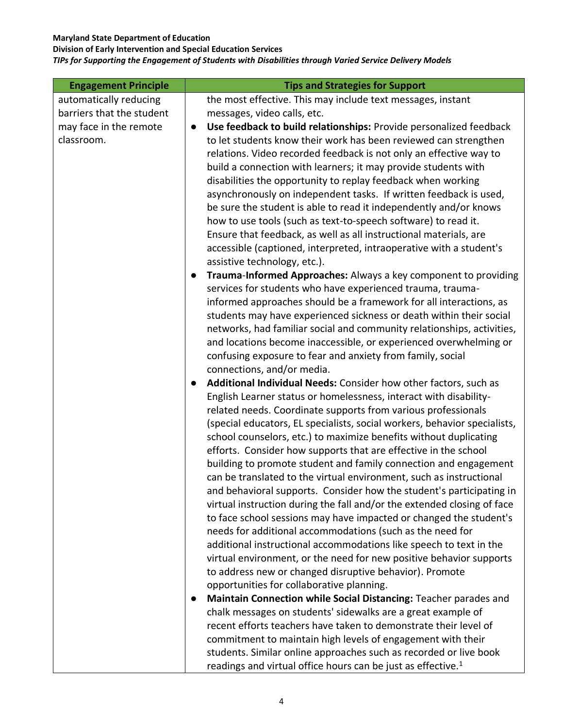| Engagement Principle | Tips and Strategies for Support |
|---|---|
| automatically reducing barriers that the student may face in the remote classroom. | the most effective. This may include text messages, instant messages, video calls, etc.<br>● **Use feedback to build relationships:** Provide personalized feedback to let students know their work has been reviewed can strengthen relations. Video recorded feedback is not only an effective way to build a connection with learners; it may provide students with disabilities the opportunity to replay feedback when working asynchronously on independent tasks. If written feedback is used, be sure the student is able to read it independently and/or knows how to use tools (such as text-to-speech software) to read it. Ensure that feedback, as well as all instructional materials, are accessible (captioned, interpreted, intraoperative with a student's assistive technology, etc.).<br>● **Trauma-Informed Approaches:** Always a key component to providing services for students who have experienced trauma, trauma-informed approaches should be a framework for all interactions, as students may have experienced sickness or death within their social networks, had familiar social and community relationships, activities, and locations become inaccessible, or experienced overwhelming or confusing exposure to fear and anxiety from family, social connections, and/or media.<br>● **Additional Individual Needs:** Consider how other factors, such as English Learner status or homelessness, interact with disability-related needs. Coordinate supports from various professionals (special educators, EL specialists, social workers, behavior specialists, school counselors, etc.) to maximize benefits without duplicating efforts. Consider how supports that are effective in the school building to promote student and family connection and engagement can be translated to the virtual environment, such as instructional and behavioral supports. Consider how the student's participating in virtual instruction during the fall and/or the extended closing of face to face school sessions may have impacted or changed the student's needs for additional accommodations (such as the need for additional instructional accommodations like speech to text in the virtual environment, or the need for new positive behavior supports to address new or changed disruptive behavior). Promote opportunities for collaborative planning.<br>● **Maintain Connection while Social Distancing:** Teacher parades and chalk messages on students' sidewalks are a great example of recent efforts teachers have taken to demonstrate their level of commitment to maintain high levels of engagement with their students. Similar online approaches such as recorded or live book readings and virtual office hours can be just as effective.[1] |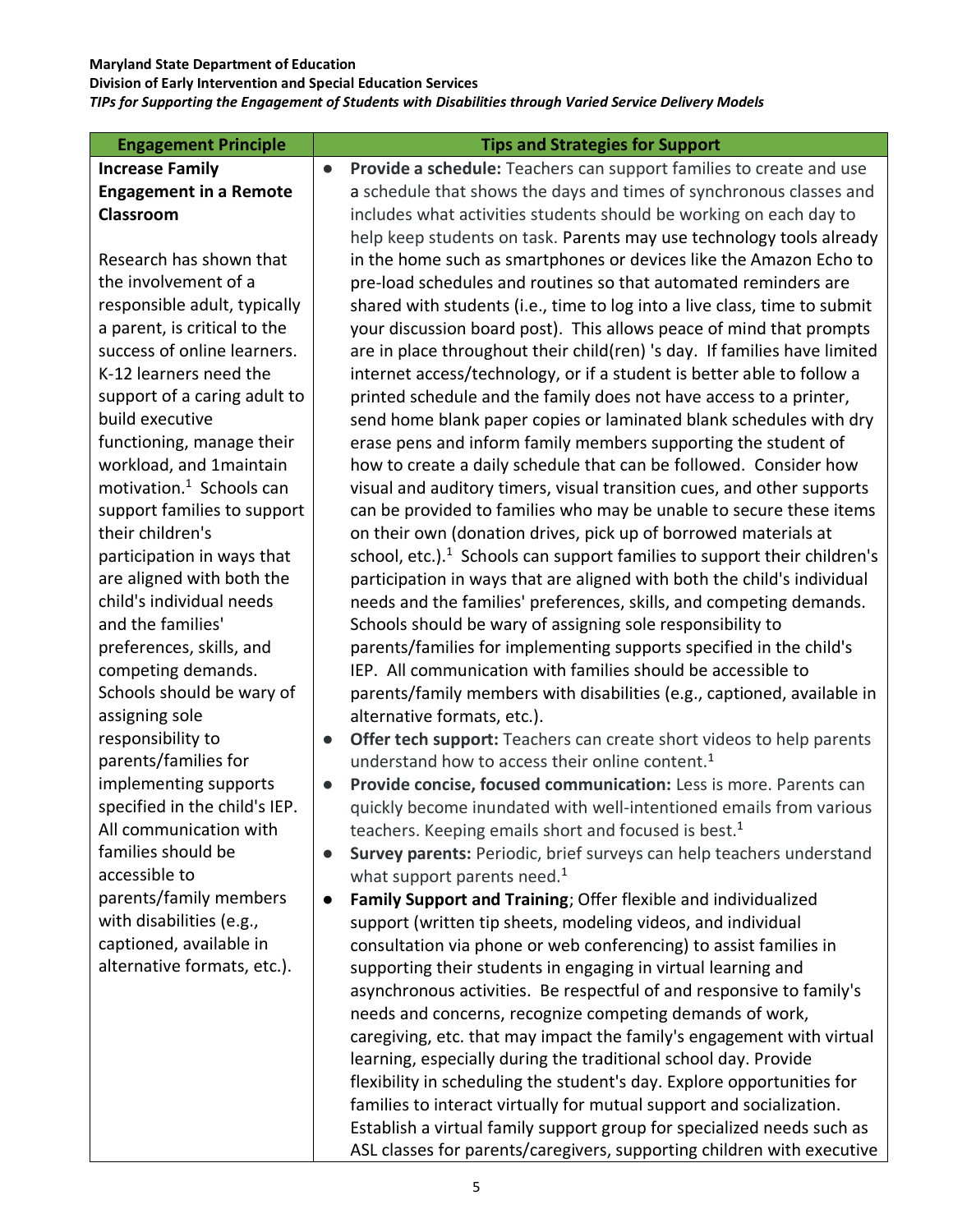| Engagement Principle | Tips and Strategies for Support |
|---|---|
| **Increase Family Engagement in a Remote Classroom**<br><br>Research has shown that the involvement of a responsible adult, typically a parent, is critical to the success of online learners. K-12 learners need the support of a caring adult to build executive functioning, manage their workload, and 1maintain motivation.[1] Schools can support families to support their children's participation in ways that are aligned with both the child's individual needs and the families' preferences, skills, and competing demands. Schools should be wary of assigning sole responsibility to parents/families for implementing supports specified in the child's IEP. All communication with families should be accessible to parents/family members with disabilities (e.g., captioned, available in alternative formats, etc.). | • **Provide a schedule:** Teachers can support families to create and use a schedule that shows the days and times of synchronous classes and includes what activities students should be working on each day to help keep students on task. Parents may use technology tools already in the home such as smartphones or devices like the Amazon Echo to pre-load schedules and routines so that automated reminders are shared with students (i.e., time to log into a live class, time to submit your discussion board post). This allows peace of mind that prompts are in place throughout their child(ren) 's day. If families have limited internet access/technology, or if a student is better able to follow a printed schedule and the family does not have access to a printer, send home blank paper copies or laminated blank schedules with dry erase pens and inform family members supporting the student of how to create a daily schedule that can be followed. Consider how visual and auditory timers, visual transition cues, and other supports can be provided to families who may be unable to secure these items on their own (donation drives, pick up of borrowed materials at school, etc.).[1] Schools can support families to support their children's participation in ways that are aligned with both the child's individual needs and the families' preferences, skills, and competing demands. Schools should be wary of assigning sole responsibility to parents/families for implementing supports specified in the child's IEP. All communication with families should be accessible to parents/family members with disabilities (e.g., captioned, available in alternative formats, etc.).<br>• **Offer tech support:** Teachers can create short videos to help parents understand how to access their online content.[1]<br>• **Provide concise, focused communication:** Less is more. Parents can quickly become inundated with well-intentioned emails from various teachers. Keeping emails short and focused is best.[1]<br>• **Survey parents:** Periodic, brief surveys can help teachers understand what support parents need.[1]<br>• **Family Support and Training**; Offer flexible and individualized support (written tip sheets, modeling videos, and individual consultation via phone or web conferencing) to assist families in supporting their students in engaging in virtual learning and asynchronous activities. Be respectful of and responsive to family's needs and concerns, recognize competing demands of work, caregiving, etc. that may impact the family's engagement with virtual learning, especially during the traditional school day. Provide flexibility in scheduling the student's day. Explore opportunities for families to interact virtually for mutual support and socialization. Establish a virtual family support group for specialized needs such as ASL classes for parents/caregivers, supporting children with executive |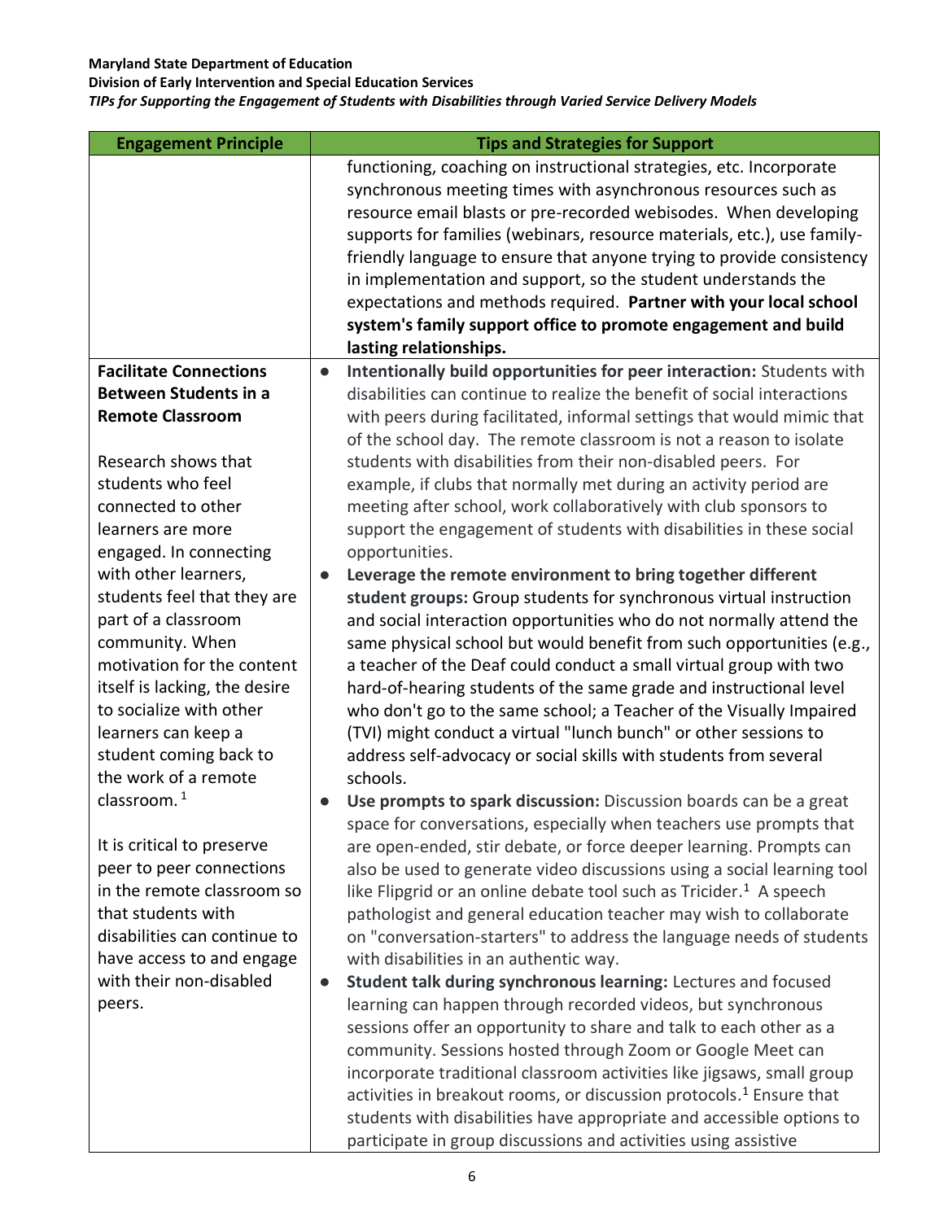| Engagement Principle | Tips and Strategies for Support |
|---|---|
| | functioning, coaching on instructional strategies, etc. Incorporate synchronous meeting times with asynchronous resources such as resource email blasts or pre-recorded webisodes. When developing supports for families (webinars, resource materials, etc.), use family-friendly language to ensure that anyone trying to provide consistency in implementation and support, so the student understands the expectations and methods required. **Partner with your local school system's family support office to promote engagement and build lasting relationships.** |
| **Facilitate Connections Between Students in a Remote Classroom**<br><br>Research shows that students who feel connected to other learners are more engaged. In connecting with other learners, students feel that they are part of a classroom community. When motivation for the content itself is lacking, the desire to socialize with other learners can keep a student coming back to the work of a remote classroom.[1]<br><br>It is critical to preserve peer to peer connections in the remote classroom so that students with disabilities can continue to have access to and engage with their non-disabled peers. | • **Intentionally build opportunities for peer interaction:** Students with disabilities can continue to realize the benefit of social interactions with peers during facilitated, informal settings that would mimic that of the school day. The remote classroom is not a reason to isolate students with disabilities from their non-disabled peers. For example, if clubs that normally met during an activity period are meeting after school, work collaboratively with club sponsors to support the engagement of students with disabilities in these social opportunities.<br>• **Leverage the remote environment to bring together different student groups:** Group students for synchronous virtual instruction and social interaction opportunities who do not normally attend the same physical school but would benefit from such opportunities (e.g., a teacher of the Deaf could conduct a small virtual group with two hard-of-hearing students of the same grade and instructional level who don't go to the same school; a Teacher of the Visually Impaired (TVI) might conduct a virtual "lunch bunch" or other sessions to address self-advocacy or social skills with students from several schools.<br>• **Use prompts to spark discussion:** Discussion boards can be a great space for conversations, especially when teachers use prompts that are open-ended, stir debate, or force deeper learning. Prompts can also be used to generate video discussions using a social learning tool like Flipgrid or an online debate tool such as Tricider.[1] A speech pathologist and general education teacher may wish to collaborate on "conversation-starters" to address the language needs of students with disabilities in an authentic way.<br>• **Student talk during synchronous learning:** Lectures and focused learning can happen through recorded videos, but synchronous sessions offer an opportunity to share and talk to each other as a community. Sessions hosted through Zoom or Google Meet can incorporate traditional classroom activities like jigsaws, small group activities in breakout rooms, or discussion protocols.[1] Ensure that students with disabilities have appropriate and accessible options to participate in group discussions and activities using assistive |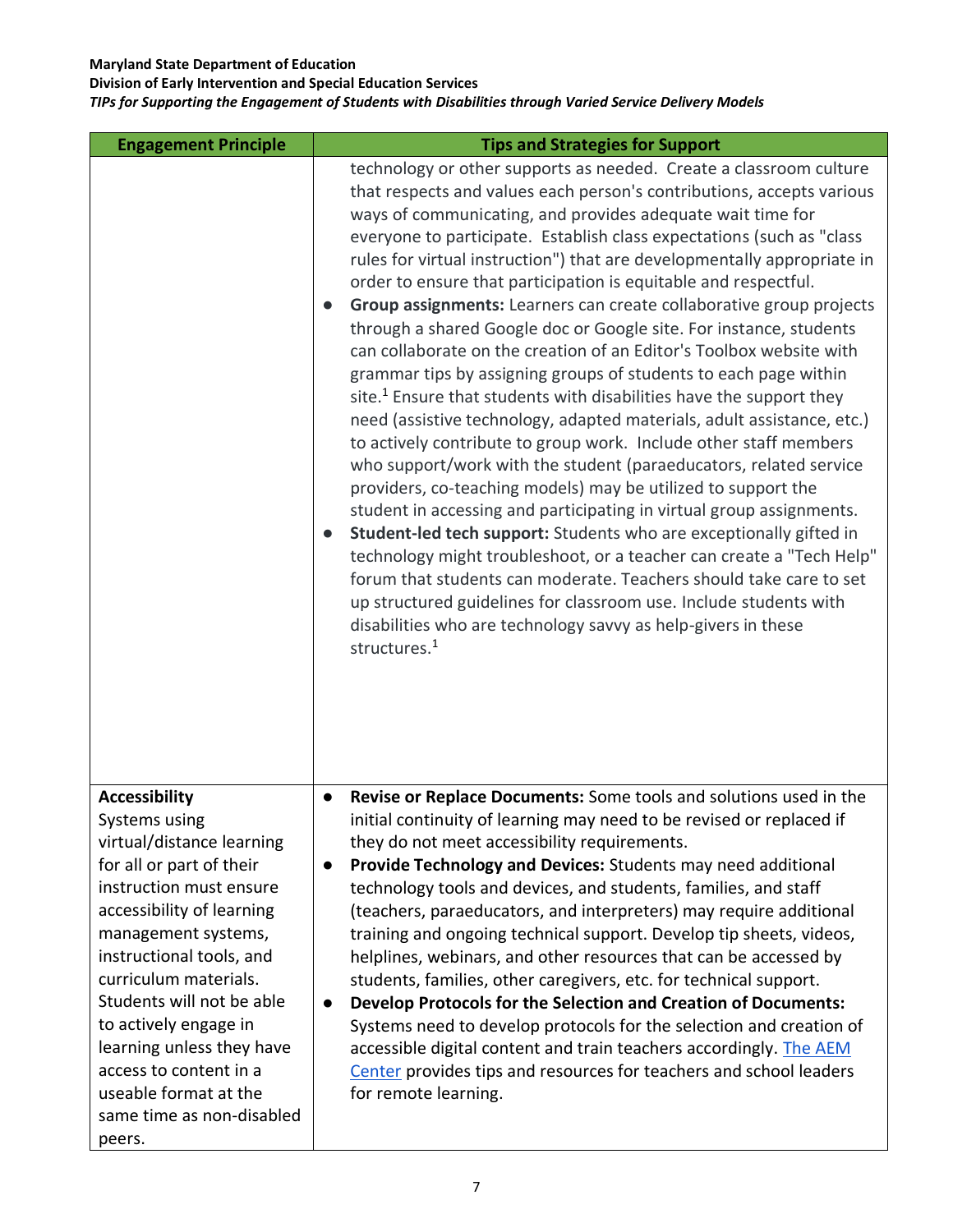| Engagement Principle | Tips and Strategies for Support |
|---|---|
| | technology or other supports as needed. Create a classroom culture that respects and values each person's contributions, accepts various ways of communicating, and provides adequate wait time for everyone to participate. Establish class expectations (such as "class rules for virtual instruction") that are developmentally appropriate in order to ensure that participation is equitable and respectful.<br>● **Group assignments:** Learners can create collaborative group projects through a shared Google doc or Google site. For instance, students can collaborate on the creation of an Editor's Toolbox website with grammar tips by assigning groups of students to each page within site.[1] Ensure that students with disabilities have the support they need (assistive technology, adapted materials, adult assistance, etc.) to actively contribute to group work. Include other staff members who support/work with the student (paraeducators, related service providers, co-teaching models) may be utilized to support the student in accessing and participating in virtual group assignments.<br>● **Student-led tech support:** Students who are exceptionally gifted in technology might troubleshoot, or a teacher can create a "Tech Help" forum that students can moderate. Teachers should take care to set up structured guidelines for classroom use. Include students with disabilities who are technology savvy as help-givers in these structures.[1] |
| **Accessibility**<br>Systems using virtual/distance learning for all or part of their instruction must ensure accessibility of learning management systems, instructional tools, and curriculum materials. Students will not be able to actively engage in learning unless they have access to content in a useable format at the same time as non-disabled peers. | ● **Revise or Replace Documents:** Some tools and solutions used in the initial continuity of learning may need to be revised or replaced if they do not meet accessibility requirements.<br>● **Provide Technology and Devices:** Students may need additional technology tools and devices, and students, families, and staff (teachers, paraeducators, and interpreters) may require additional training and ongoing technical support. Develop tip sheets, videos, helplines, webinars, and other resources that can be accessed by students, families, other caregivers, etc. for technical support.<br>● **Develop Protocols for the Selection and Creation of Documents:** Systems need to develop protocols for the selection and creation of accessible digital content and train teachers accordingly. The AEM Center provides tips and resources for teachers and school leaders for remote learning. |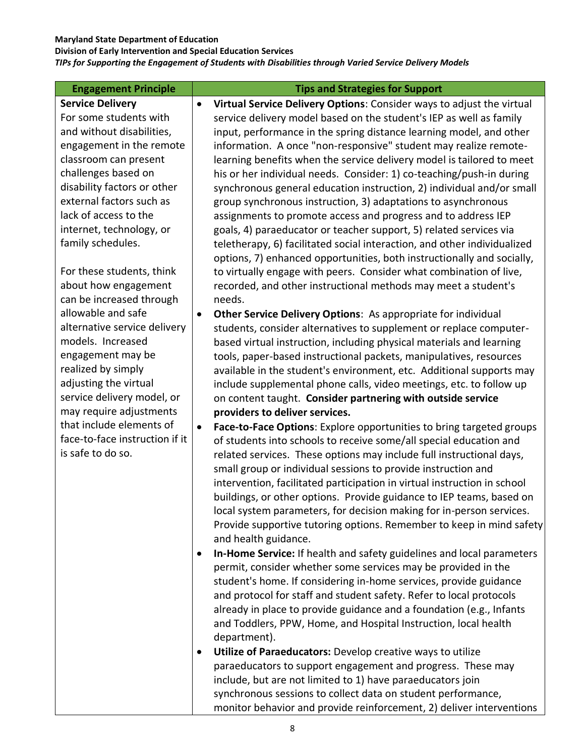| Engagement Principle | Tips and Strategies for Support |
|---|---|
| **Service Delivery**<br>For some students with and without disabilities, engagement in the remote classroom can present challenges based on disability factors or other external factors such as lack of access to the internet, technology, or family schedules.<br><br>For these students, think about how engagement can be increased through allowable and safe alternative service delivery models. Increased engagement may be realized by simply adjusting the virtual service delivery model, or may require adjustments that include elements of face-to-face instruction if it is safe to do so. | • **Virtual Service Delivery Options**: Consider ways to adjust the virtual service delivery model based on the student's IEP as well as family input, performance in the spring distance learning model, and other information. A once "non-responsive" student may realize remote-learning benefits when the service delivery model is tailored to meet his or her individual needs. Consider: 1) co-teaching/push-in during synchronous general education instruction, 2) individual and/or small group synchronous instruction, 3) adaptations to asynchronous assignments to promote access and progress and to address IEP goals, 4) paraeducator or teacher support, 5) related services via teletherapy, 6) facilitated social interaction, and other individualized options, 7) enhanced opportunities, both instructionally and socially, to virtually engage with peers. Consider what combination of live, recorded, and other instructional methods may meet a student's needs.<br>• **Other Service Delivery Options**: As appropriate for individual students, consider alternatives to supplement or replace computer-based virtual instruction, including physical materials and learning tools, paper-based instructional packets, manipulatives, resources available in the student's environment, etc. Additional supports may include supplemental phone calls, video meetings, etc. to follow up on content taught. **Consider partnering with outside service providers to deliver services.**<br>• **Face-to-Face Options**: Explore opportunities to bring targeted groups of students into schools to receive some/all special education and related services. These options may include full instructional days, small group or individual sessions to provide instruction and intervention, facilitated participation in virtual instruction in school buildings, or other options. Provide guidance to IEP teams, based on local system parameters, for decision making for in-person services. Provide supportive tutoring options. Remember to keep in mind safety and health guidance.<br>• **In-Home Service:** If health and safety guidelines and local parameters permit, consider whether some services may be provided in the student's home. If considering in-home services, provide guidance and protocol for staff and student safety. Refer to local protocols already in place to provide guidance and a foundation (e.g., Infants and Toddlers, PPW, Home, and Hospital Instruction, local health department).<br>• **Utilize of Paraeducators:** Develop creative ways to utilize paraeducators to support engagement and progress. These may include, but are not limited to 1) have paraeducators join synchronous sessions to collect data on student performance, monitor behavior and provide reinforcement, 2) deliver interventions |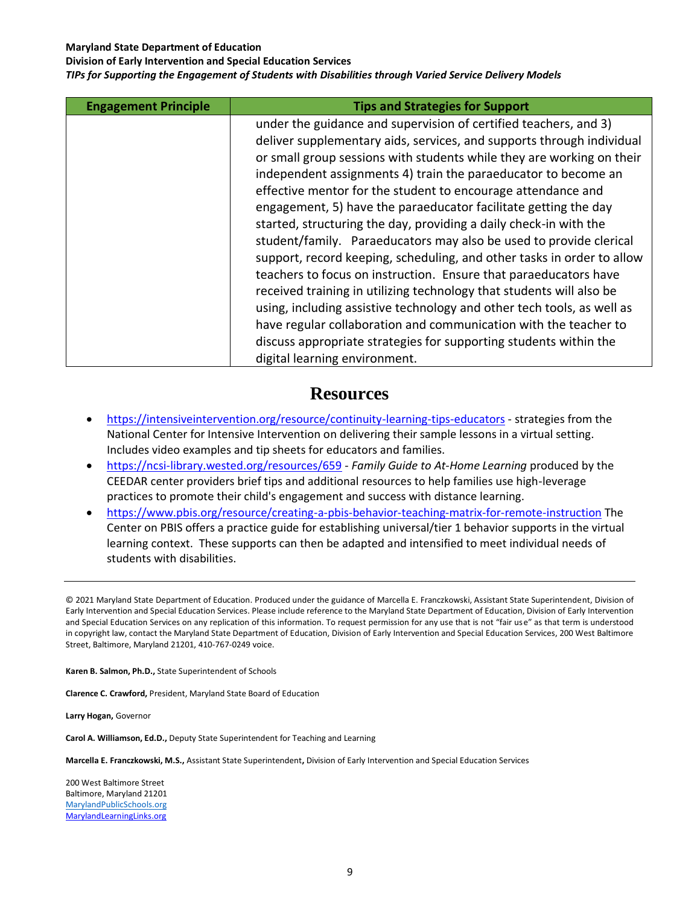| Engagement Principle | Tips and Strategies for Support |
|---|---|
| | under the guidance and supervision of certified teachers, and 3) deliver supplementary aids, services, and supports through individual or small group sessions with students while they are working on their independent assignments 4) train the paraeducator to become an effective mentor for the student to encourage attendance and engagement, 5) have the paraeducator facilitate getting the day started, structuring the day, providing a daily check-in with the student/family. Paraeducators may also be used to provide clerical support, record keeping, scheduling, and other tasks in order to allow teachers to focus on instruction. Ensure that paraeducators have received training in utilizing technology that students will also be using, including assistive technology and other tech tools, as well as have regular collaboration and communication with the teacher to discuss appropriate strategies for supporting students within the digital learning environment. |

# Resources

- https://intensiveintervention.org/resource/continuity-learning-tips-educators - strategies from the National Center for Intensive Intervention on delivering their sample lessons in a virtual setting. Includes video examples and tip sheets for educators and families.
- https://ncsi-library.wested.org/resources/659 - *Family Guide to At-Home Learning* produced by the CEEDAR center providers brief tips and additional resources to help families use high-leverage practices to promote their child's engagement and success with distance learning.
- https://www.pbis.org/resource/creating-a-pbis-behavior-teaching-matrix-for-remote-instruction The Center on PBIS offers a practice guide for establishing universal/tier 1 behavior supports in the virtual learning context. These supports can then be adapted and intensified to meet individual needs of students with disabilities.

---

© 2021 Maryland State Department of Education. Produced under the guidance of Marcella E. Franczkowski, Assistant State Superintendent, Division of Early Intervention and Special Education Services. Please include reference to the Maryland State Department of Education, Division of Early Intervention and Special Education Services on any replication of this information. To request permission for any use that is not "fair use" as that term is understood in copyright law, contact the Maryland State Department of Education, Division of Early Intervention and Special Education Services, 200 West Baltimore Street, Baltimore, Maryland 21201, 410-767-0249 voice.

**Karen B. Salmon, Ph.D.,** State Superintendent of Schools

**Clarence C. Crawford,** President, Maryland State Board of Education

**Larry Hogan,** Governor

**Carol A. Williamson, Ed.D.,** Deputy State Superintendent for Teaching and Learning

**Marcella E. Franczkowski, M.S.,** Assistant State Superintendent**,** Division of Early Intervention and Special Education Services

200 West Baltimore Street
Baltimore, Maryland 21201
MarylandPublicSchools.org
MarylandLearningLinks.org